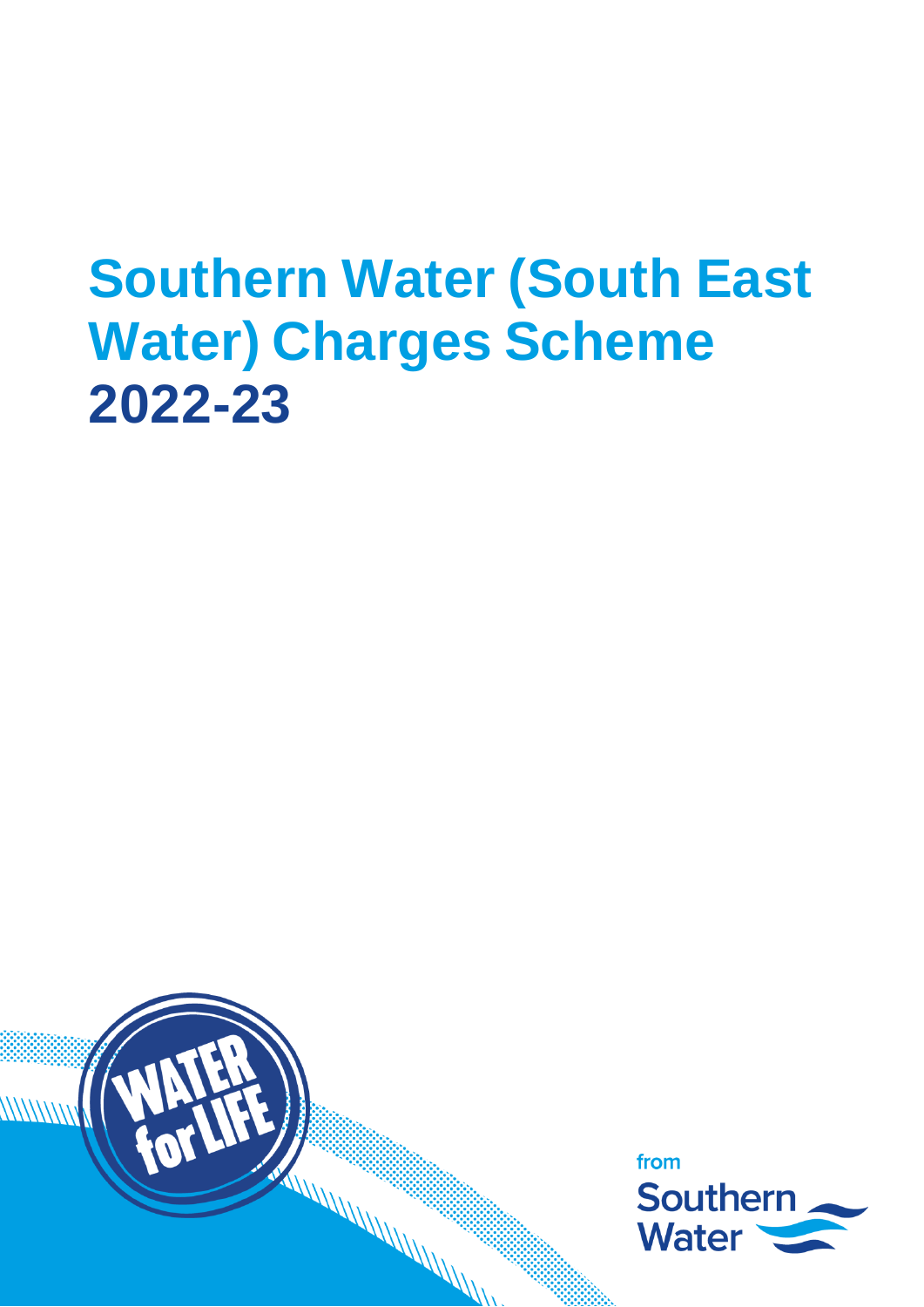# Southern Water (South East Water) Charges Scheme 2022-23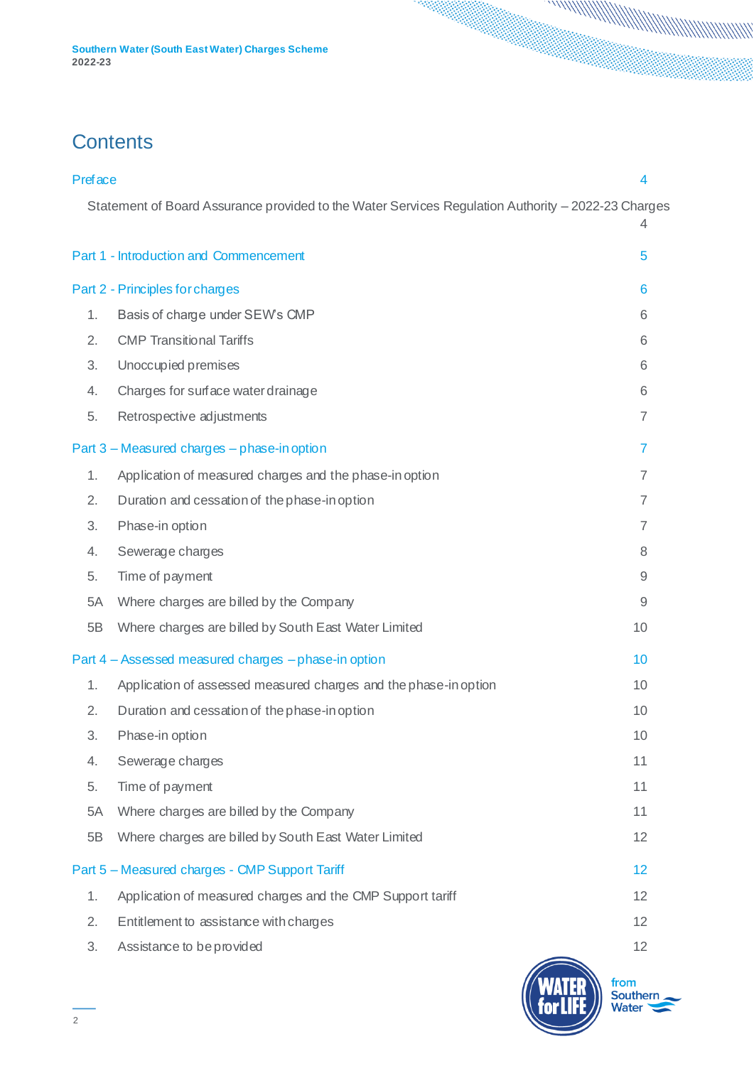# Contents

Preface 4

Statement of Board Assurance provided to the Water Services Regulation Authority – 2022-23 Charges 4

Part 1 - Introduction and Commencement 5

Part 2 - Principles for charges 6

1. Basis of charge under SEW's CMP 6
2. CMP Transitional Tariffs 6
3. Unoccupied premises 6
4. Charges for surface water drainage 6
5. Retrospective adjustments 7

Part 3 – Measured charges – phase-in option 7

1. Application of measured charges and the phase-in option 7
2. Duration and cessation of the phase-in option 7
3. Phase-in option 7
4. Sewerage charges 8
5. Time of payment 9

5A Where charges are billed by the Company 9

5B Where charges are billed by South East Water Limited 10

Part 4 – Assessed measured charges – phase-in option 10

1. Application of assessed measured charges and the phase-in option 10
2. Duration and cessation of the phase-in option 10
3. Phase-in option 10
4. Sewerage charges 11
5. Time of payment 11

5A Where charges are billed by the Company 11

5B Where charges are billed by South East Water Limited 12

Part 5 – Measured charges - CMP Support Tariff 12

1. Application of measured charges and the CMP Support tariff 12
2. Entitlement to assistance with charges 12
3. Assistance to be provided 12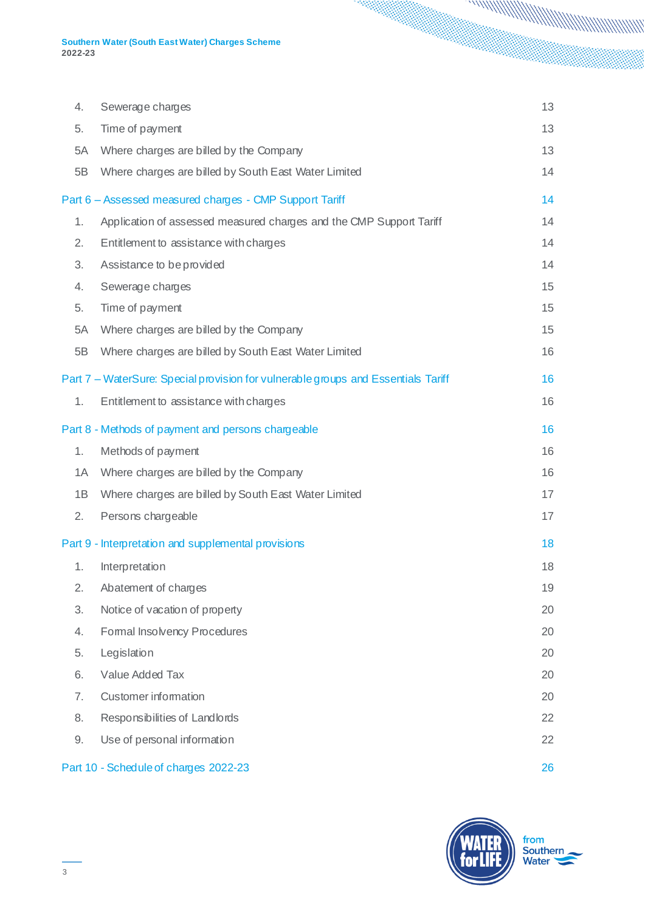| | | |
|---|---|---|
| 4. | Sewerage charges | 13 |
| 5. | Time of payment | 13 |
| 5A | Where charges are billed by the Company | 13 |
| 5B | Where charges are billed by South East Water Limited | 14 |

**Part 6 – Assessed measured charges - CMP Support Tariff** 14

| | | |
|---|---|---|
| 1. | Application of assessed measured charges and the CMP Support Tariff | 14 |
| 2. | Entitlement to assistance with charges | 14 |
| 3. | Assistance to be provided | 14 |
| 4. | Sewerage charges | 15 |
| 5. | Time of payment | 15 |
| 5A | Where charges are billed by the Company | 15 |
| 5B | Where charges are billed by South East Water Limited | 16 |

**Part 7 – WaterSure: Special provision for vulnerable groups and Essentials Tariff** 16

| | | |
|---|---|---|
| 1. | Entitlement to assistance with charges | 16 |

**Part 8 - Methods of payment and persons chargeable** 16

| | | |
|---|---|---|
| 1. | Methods of payment | 16 |
| 1A | Where charges are billed by the Company | 16 |
| 1B | Where charges are billed by South East Water Limited | 17 |
| 2. | Persons chargeable | 17 |

**Part 9 - Interpretation and supplemental provisions** 18

| | | |
|---|---|---|
| 1. | Interpretation | 18 |
| 2. | Abatement of charges | 19 |
| 3. | Notice of vacation of property | 20 |
| 4. | Formal Insolvency Procedures | 20 |
| 5. | Legislation | 20 |
| 6. | Value Added Tax | 20 |
| 7. | Customer information | 20 |
| 8. | Responsibilities of Landlords | 22 |
| 9. | Use of personal information | 22 |

**Part 10 - Schedule of charges 2022-23** 26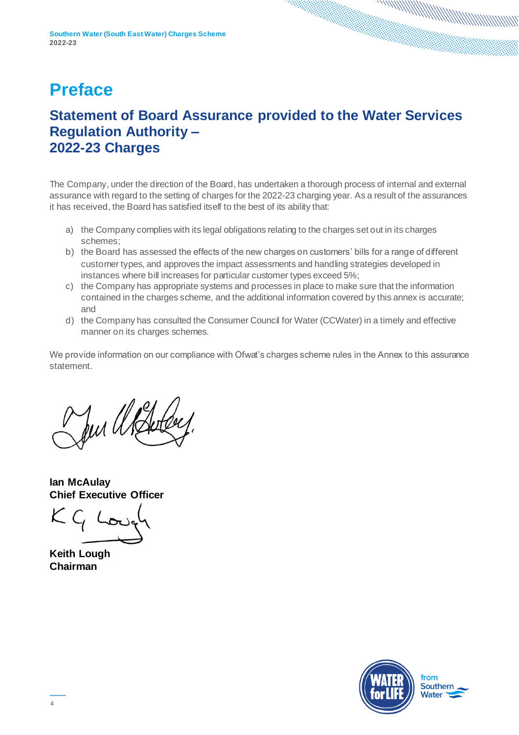# Preface

## Statement of Board Assurance provided to the Water Services Regulation Authority – 2022-23 Charges

The Company, under the direction of the Board, has undertaken a thorough process of internal and external assurance with regard to the setting of charges for the 2022-23 charging year. As a result of the assurances it has received, the Board has satisfied itself to the best of its ability that:

a) the Company complies with its legal obligations relating to the charges set out in its charges schemes;
b) the Board has assessed the effects of the new charges on customers' bills for a range of different customer types, and approves the impact assessments and handling strategies developed in instances where bill increases for particular customer types exceed 5%;
c) the Company has appropriate systems and processes in place to make sure that the information contained in the charges scheme, and the additional information covered by this annex is accurate; and
d) the Company has consulted the Consumer Council for Water (CCWater) in a timely and effective manner on its charges schemes.

We provide information on our compliance with Ofwat's charges scheme rules in the Annex to this assurance statement.

**Ian McAulay**
**Chief Executive Officer**

**Keith Lough**
**Chairman**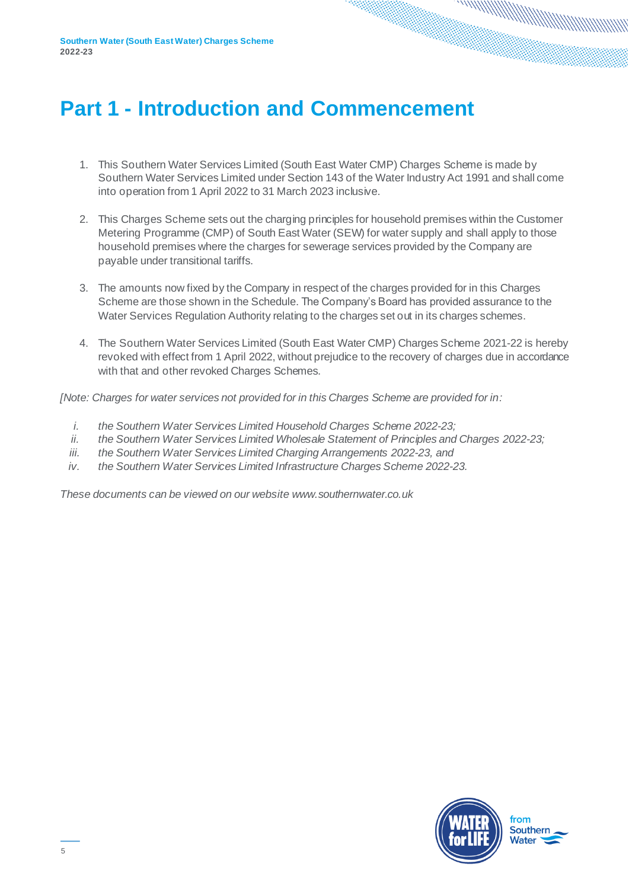# Part 1 - Introduction and Commencement

1. This Southern Water Services Limited (South East Water CMP) Charges Scheme is made by Southern Water Services Limited under Section 143 of the Water Industry Act 1991 and shall come into operation from 1 April 2022 to 31 March 2023 inclusive.

2. This Charges Scheme sets out the charging principles for household premises within the Customer Metering Programme (CMP) of South East Water (SEW) for water supply and shall apply to those household premises where the charges for sewerage services provided by the Company are payable under transitional tariffs.

3. The amounts now fixed by the Company in respect of the charges provided for in this Charges Scheme are those shown in the Schedule. The Company's Board has provided assurance to the Water Services Regulation Authority relating to the charges set out in its charges schemes.

4. The Southern Water Services Limited (South East Water CMP) Charges Scheme 2021-22 is hereby revoked with effect from 1 April 2022, without prejudice to the recovery of charges due in accordance with that and other revoked Charges Schemes.

*[Note: Charges for water services not provided for in this Charges Scheme are provided for in:*

*i. the Southern Water Services Limited Household Charges Scheme 2022-23;*
*ii. the Southern Water Services Limited Wholesale Statement of Principles and Charges 2022-23;*
*iii. the Southern Water Services Limited Charging Arrangements 2022-23, and*
*iv. the Southern Water Services Limited Infrastructure Charges Scheme 2022-23.*

*These documents can be viewed on our website www.southernwater.co.uk*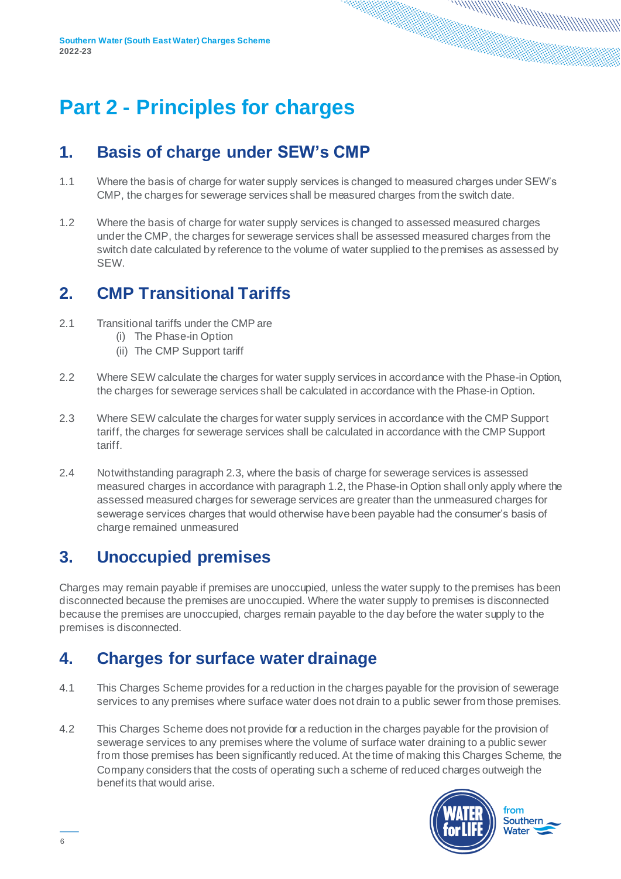# Part 2 - Principles for charges

## 1. Basis of charge under SEW's CMP

1.1 Where the basis of charge for water supply services is changed to measured charges under SEW's CMP, the charges for sewerage services shall be measured charges from the switch date.

1.2 Where the basis of charge for water supply services is changed to assessed measured charges under the CMP, the charges for sewerage services shall be assessed measured charges from the switch date calculated by reference to the volume of water supplied to the premises as assessed by SEW.

## 2. CMP Transitional Tariffs

2.1 Transitional tariffs under the CMP are
   (i) The Phase-in Option
   (ii) The CMP Support tariff

2.2 Where SEW calculate the charges for water supply services in accordance with the Phase-in Option, the charges for sewerage services shall be calculated in accordance with the Phase-in Option.

2.3 Where SEW calculate the charges for water supply services in accordance with the CMP Support tariff, the charges for sewerage services shall be calculated in accordance with the CMP Support tariff.

2.4 Notwithstanding paragraph 2.3, where the basis of charge for sewerage services is assessed measured charges in accordance with paragraph 1.2, the Phase-in Option shall only apply where the assessed measured charges for sewerage services are greater than the unmeasured charges for sewerage services charges that would otherwise have been payable had the consumer's basis of charge remained unmeasured

## 3. Unoccupied premises

Charges may remain payable if premises are unoccupied, unless the water supply to the premises has been disconnected because the premises are unoccupied. Where the water supply to premises is disconnected because the premises are unoccupied, charges remain payable to the day before the water supply to the premises is disconnected.

## 4. Charges for surface water drainage

4.1 This Charges Scheme provides for a reduction in the charges payable for the provision of sewerage services to any premises where surface water does not drain to a public sewer from those premises.

4.2 This Charges Scheme does not provide for a reduction in the charges payable for the provision of sewerage services to any premises where the volume of surface water draining to a public sewer from those premises has been significantly reduced. At the time of making this Charges Scheme, the Company considers that the costs of operating such a scheme of reduced charges outweigh the benefits that would arise.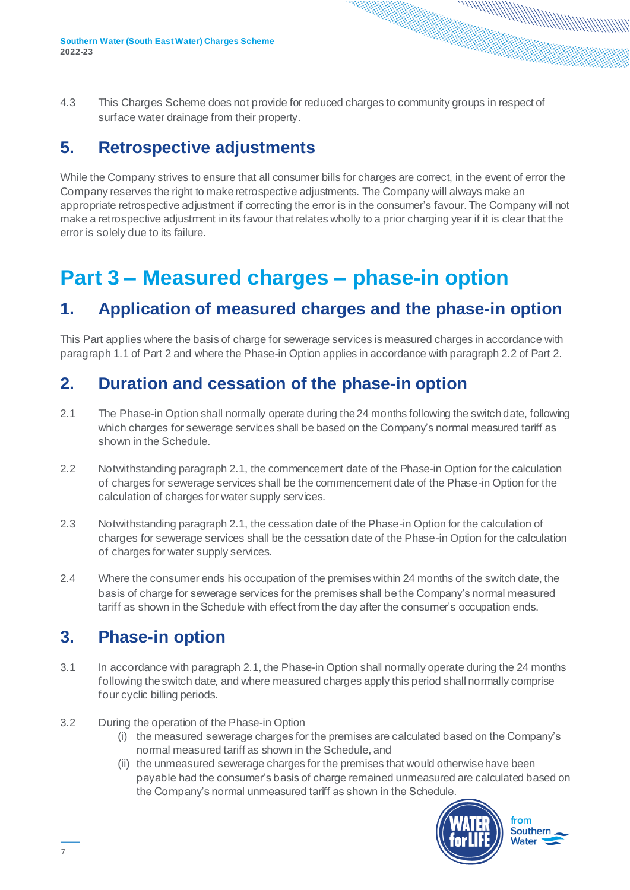4.3 This Charges Scheme does not provide for reduced charges to community groups in respect of surface water drainage from their property.

## 5. Retrospective adjustments

While the Company strives to ensure that all consumer bills for charges are correct, in the event of error the Company reserves the right to make retrospective adjustments. The Company will always make an appropriate retrospective adjustment if correcting the error is in the consumer's favour. The Company will not make a retrospective adjustment in its favour that relates wholly to a prior charging year if it is clear that the error is solely due to its failure.

# Part 3 – Measured charges – phase-in option

## 1. Application of measured charges and the phase-in option

This Part applies where the basis of charge for sewerage services is measured charges in accordance with paragraph 1.1 of Part 2 and where the Phase-in Option applies in accordance with paragraph 2.2 of Part 2.

## 2. Duration and cessation of the phase-in option

2.1 The Phase-in Option shall normally operate during the 24 months following the switch date, following which charges for sewerage services shall be based on the Company's normal measured tariff as shown in the Schedule.

2.2 Notwithstanding paragraph 2.1, the commencement date of the Phase-in Option for the calculation of charges for sewerage services shall be the commencement date of the Phase-in Option for the calculation of charges for water supply services.

2.3 Notwithstanding paragraph 2.1, the cessation date of the Phase-in Option for the calculation of charges for sewerage services shall be the cessation date of the Phase-in Option for the calculation of charges for water supply services.

2.4 Where the consumer ends his occupation of the premises within 24 months of the switch date, the basis of charge for sewerage services for the premises shall be the Company's normal measured tariff as shown in the Schedule with effect from the day after the consumer's occupation ends.

## 3. Phase-in option

3.1 In accordance with paragraph 2.1, the Phase-in Option shall normally operate during the 24 months following the switch date, and where measured charges apply this period shall normally comprise four cyclic billing periods.

3.2 During the operation of the Phase-in Option

(i) the measured sewerage charges for the premises are calculated based on the Company's normal measured tariff as shown in the Schedule, and

(ii) the unmeasured sewerage charges for the premises that would otherwise have been payable had the consumer's basis of charge remained unmeasured are calculated based on the Company's normal unmeasured tariff as shown in the Schedule.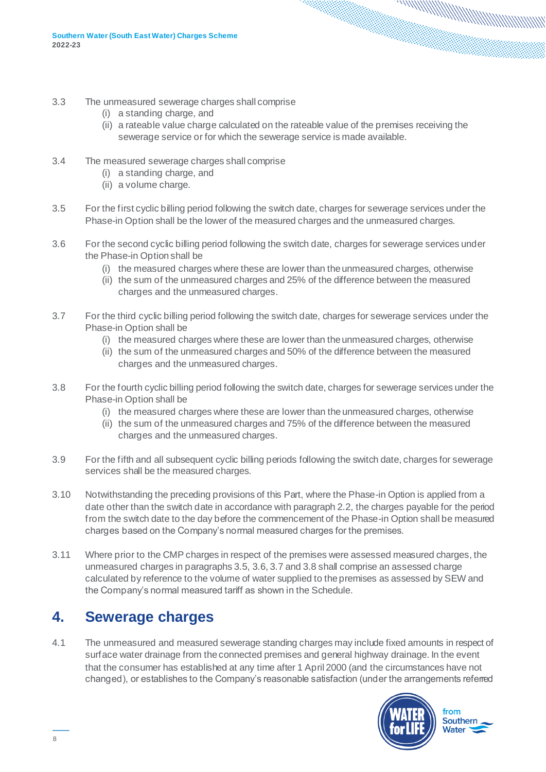3.3 The unmeasured sewerage charges shall comprise

(i) a standing charge, and
(ii) a rateable value charge calculated on the rateable value of the premises receiving the sewerage service or for which the sewerage service is made available.

3.4 The measured sewerage charges shall comprise

(i) a standing charge, and
(ii) a volume charge.

3.5 For the first cyclic billing period following the switch date, charges for sewerage services under the Phase-in Option shall be the lower of the measured charges and the unmeasured charges.

3.6 For the second cyclic billing period following the switch date, charges for sewerage services under the Phase-in Option shall be

(i) the measured charges where these are lower than the unmeasured charges, otherwise
(ii) the sum of the unmeasured charges and 25% of the difference between the measured charges and the unmeasured charges.

3.7 For the third cyclic billing period following the switch date, charges for sewerage services under the Phase-in Option shall be

(i) the measured charges where these are lower than the unmeasured charges, otherwise
(ii) the sum of the unmeasured charges and 50% of the difference between the measured charges and the unmeasured charges.

3.8 For the fourth cyclic billing period following the switch date, charges for sewerage services under the Phase-in Option shall be

(i) the measured charges where these are lower than the unmeasured charges, otherwise
(ii) the sum of the unmeasured charges and 75% of the difference between the measured charges and the unmeasured charges.

3.9 For the fifth and all subsequent cyclic billing periods following the switch date, charges for sewerage services shall be the measured charges.

3.10 Notwithstanding the preceding provisions of this Part, where the Phase-in Option is applied from a date other than the switch date in accordance with paragraph 2.2, the charges payable for the period from the switch date to the day before the commencement of the Phase-in Option shall be measured charges based on the Company's normal measured charges for the premises.

3.11 Where prior to the CMP charges in respect of the premises were assessed measured charges, the unmeasured charges in paragraphs 3.5, 3.6, 3.7 and 3.8 shall comprise an assessed charge calculated by reference to the volume of water supplied to the premises as assessed by SEW and the Company's normal measured tariff as shown in the Schedule.

## 4. Sewerage charges

4.1 The unmeasured and measured sewerage standing charges may include fixed amounts in respect of surface water drainage from the connected premises and general highway drainage. In the event that the consumer has established at any time after 1 April 2000 (and the circumstances have not changed), or establishes to the Company's reasonable satisfaction (under the arrangements referred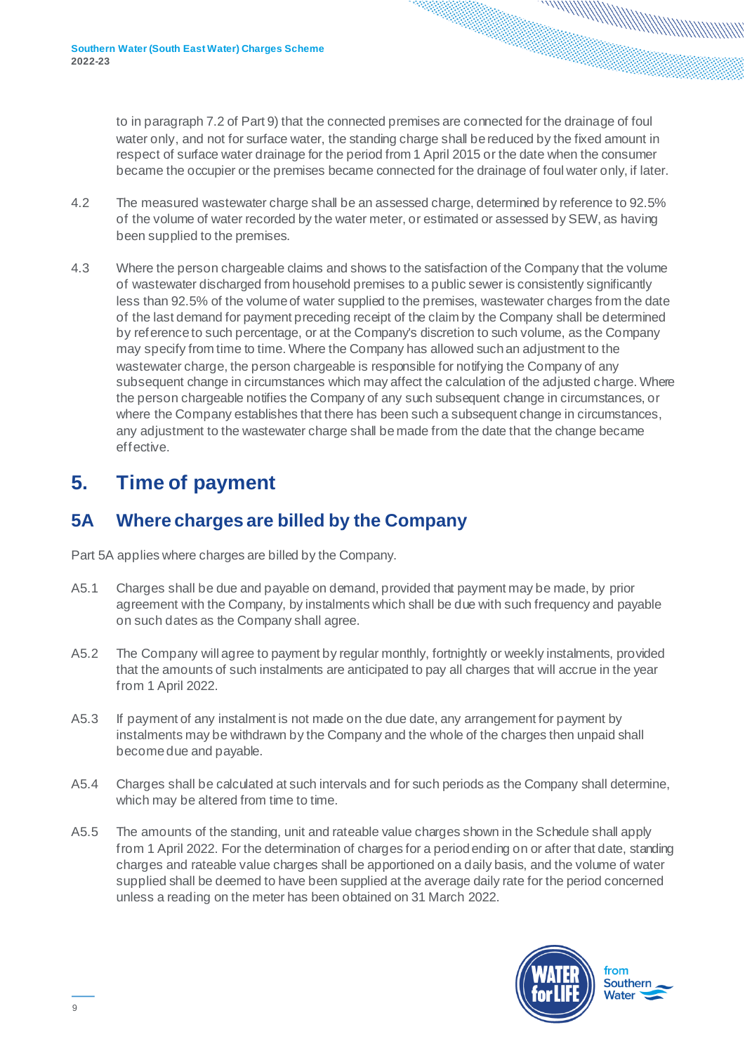to in paragraph 7.2 of Part 9) that the connected premises are connected for the drainage of foul water only, and not for surface water, the standing charge shall be reduced by the fixed amount in respect of surface water drainage for the period from 1 April 2015 or the date when the consumer became the occupier or the premises became connected for the drainage of foul water only, if later.

4.2 The measured wastewater charge shall be an assessed charge, determined by reference to 92.5% of the volume of water recorded by the water meter, or estimated or assessed by SEW, as having been supplied to the premises.

4.3 Where the person chargeable claims and shows to the satisfaction of the Company that the volume of wastewater discharged from household premises to a public sewer is consistently significantly less than 92.5% of the volume of water supplied to the premises, wastewater charges from the date of the last demand for payment preceding receipt of the claim by the Company shall be determined by reference to such percentage, or at the Company's discretion to such volume, as the Company may specify from time to time. Where the Company has allowed such an adjustment to the wastewater charge, the person chargeable is responsible for notifying the Company of any subsequent change in circumstances which may affect the calculation of the adjusted charge. Where the person chargeable notifies the Company of any such subsequent change in circumstances, or where the Company establishes that there has been such a subsequent change in circumstances, any adjustment to the wastewater charge shall be made from the date that the change became effective.

# 5. Time of payment

## 5A Where charges are billed by the Company

Part 5A applies where charges are billed by the Company.

A5.1 Charges shall be due and payable on demand, provided that payment may be made, by prior agreement with the Company, by instalments which shall be due with such frequency and payable on such dates as the Company shall agree.

A5.2 The Company will agree to payment by regular monthly, fortnightly or weekly instalments, provided that the amounts of such instalments are anticipated to pay all charges that will accrue in the year from 1 April 2022.

A5.3 If payment of any instalment is not made on the due date, any arrangement for payment by instalments may be withdrawn by the Company and the whole of the charges then unpaid shall become due and payable.

A5.4 Charges shall be calculated at such intervals and for such periods as the Company shall determine, which may be altered from time to time.

A5.5 The amounts of the standing, unit and rateable value charges shown in the Schedule shall apply from 1 April 2022. For the determination of charges for a period ending on or after that date, standing charges and rateable value charges shall be apportioned on a daily basis, and the volume of water supplied shall be deemed to have been supplied at the average daily rate for the period concerned unless a reading on the meter has been obtained on 31 March 2022.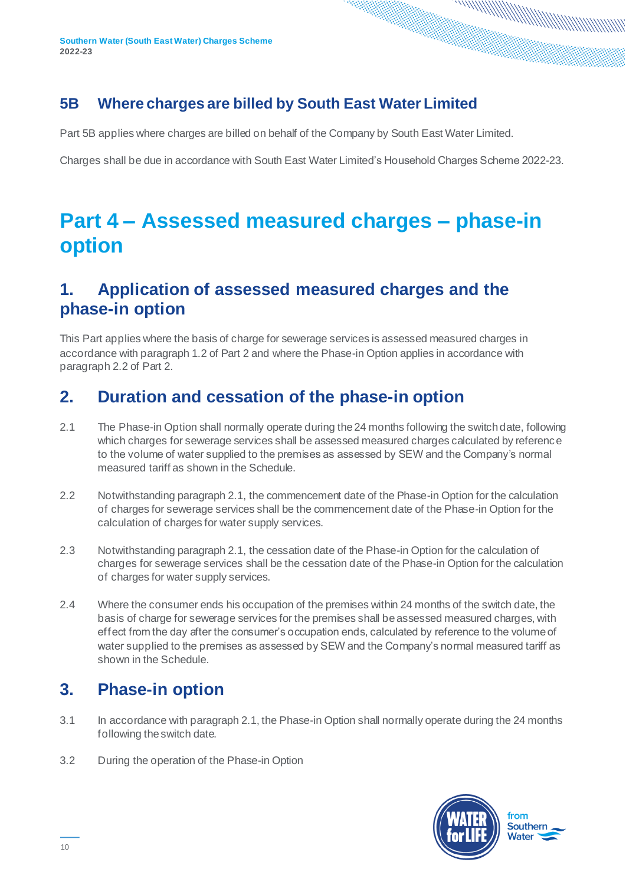## 5B Where charges are billed by South East Water Limited

Part 5B applies where charges are billed on behalf of the Company by South East Water Limited.

Charges shall be due in accordance with South East Water Limited's Household Charges Scheme 2022-23.

# Part 4 – Assessed measured charges – phase-in option

## 1. Application of assessed measured charges and the phase-in option

This Part applies where the basis of charge for sewerage services is assessed measured charges in accordance with paragraph 1.2 of Part 2 and where the Phase-in Option applies in accordance with paragraph 2.2 of Part 2.

## 2. Duration and cessation of the phase-in option

2.1 The Phase-in Option shall normally operate during the 24 months following the switch date, following which charges for sewerage services shall be assessed measured charges calculated by reference to the volume of water supplied to the premises as assessed by SEW and the Company's normal measured tariff as shown in the Schedule.

2.2 Notwithstanding paragraph 2.1, the commencement date of the Phase-in Option for the calculation of charges for sewerage services shall be the commencement date of the Phase-in Option for the calculation of charges for water supply services.

2.3 Notwithstanding paragraph 2.1, the cessation date of the Phase-in Option for the calculation of charges for sewerage services shall be the cessation date of the Phase-in Option for the calculation of charges for water supply services.

2.4 Where the consumer ends his occupation of the premises within 24 months of the switch date, the basis of charge for sewerage services for the premises shall be assessed measured charges, with effect from the day after the consumer's occupation ends, calculated by reference to the volume of water supplied to the premises as assessed by SEW and the Company's normal measured tariff as shown in the Schedule.

## 3. Phase-in option

3.1 In accordance with paragraph 2.1, the Phase-in Option shall normally operate during the 24 months following the switch date.

3.2 During the operation of the Phase-in Option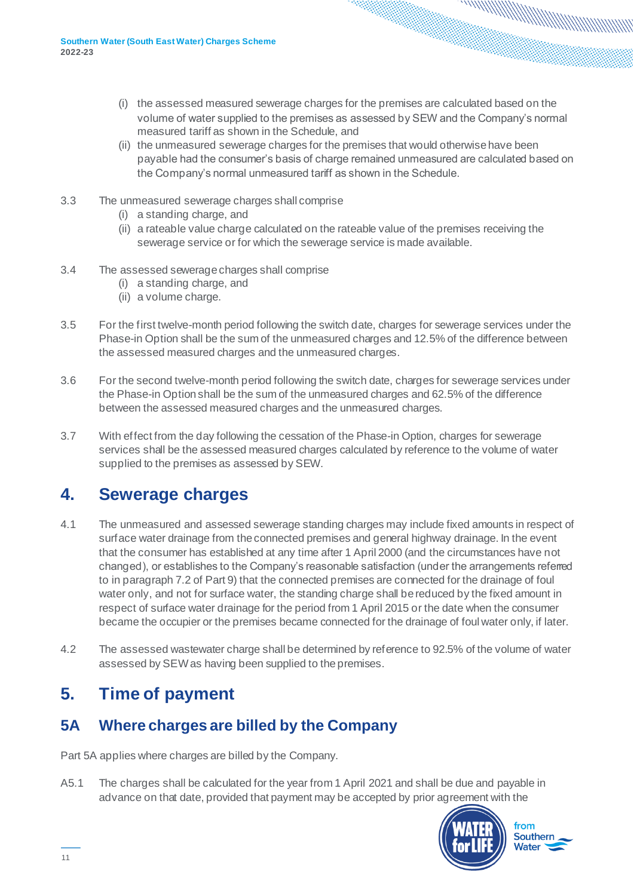(i) the assessed measured sewerage charges for the premises are calculated based on the volume of water supplied to the premises as assessed by SEW and the Company's normal measured tariff as shown in the Schedule, and

(ii) the unmeasured sewerage charges for the premises that would otherwise have been payable had the consumer's basis of charge remained unmeasured are calculated based on the Company's normal unmeasured tariff as shown in the Schedule.

3.3 The unmeasured sewerage charges shall comprise

(i) a standing charge, and

(ii) a rateable value charge calculated on the rateable value of the premises receiving the sewerage service or for which the sewerage service is made available.

3.4 The assessed sewerage charges shall comprise

(i) a standing charge, and

(ii) a volume charge.

3.5 For the first twelve-month period following the switch date, charges for sewerage services under the Phase-in Option shall be the sum of the unmeasured charges and 12.5% of the difference between the assessed measured charges and the unmeasured charges.

3.6 For the second twelve-month period following the switch date, charges for sewerage services under the Phase-in Option shall be the sum of the unmeasured charges and 62.5% of the difference between the assessed measured charges and the unmeasured charges.

3.7 With effect from the day following the cessation of the Phase-in Option, charges for sewerage services shall be the assessed measured charges calculated by reference to the volume of water supplied to the premises as assessed by SEW.

# 4. Sewerage charges

4.1 The unmeasured and assessed sewerage standing charges may include fixed amounts in respect of surface water drainage from the connected premises and general highway drainage. In the event that the consumer has established at any time after 1 April 2000 (and the circumstances have not changed), or establishes to the Company's reasonable satisfaction (under the arrangements referred to in paragraph 7.2 of Part 9) that the connected premises are connected for the drainage of foul water only, and not for surface water, the standing charge shall be reduced by the fixed amount in respect of surface water drainage for the period from 1 April 2015 or the date when the consumer became the occupier or the premises became connected for the drainage of foul water only, if later.

4.2 The assessed wastewater charge shall be determined by reference to 92.5% of the volume of water assessed by SEW as having been supplied to the premises.

# 5. Time of payment

## 5A Where charges are billed by the Company

Part 5A applies where charges are billed by the Company.

A5.1 The charges shall be calculated for the year from 1 April 2021 and shall be due and payable in advance on that date, provided that payment may be accepted by prior agreement with the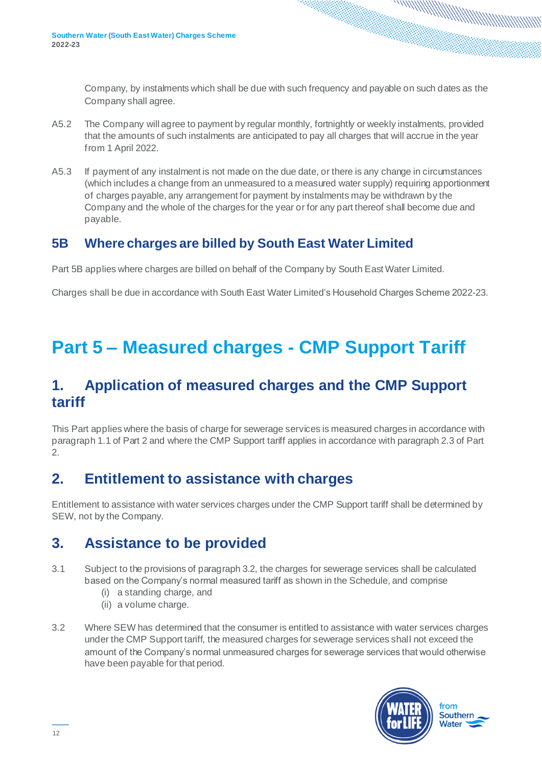Company, by instalments which shall be due with such frequency and payable on such dates as the Company shall agree.

A5.2 The Company will agree to payment by regular monthly, fortnightly or weekly instalments, provided that the amounts of such instalments are anticipated to pay all charges that will accrue in the year from 1 April 2022.

A5.3 If payment of any instalment is not made on the due date, or there is any change in circumstances (which includes a change from an unmeasured to a measured water supply) requiring apportionment of charges payable, any arrangement for payment by instalments may be withdrawn by the Company and the whole of the charges for the year or for any part thereof shall become due and payable.

### 5B Where charges are billed by South East Water Limited

Part 5B applies where charges are billed on behalf of the Company by South East Water Limited.

Charges shall be due in accordance with South East Water Limited's Household Charges Scheme 2022-23.

# Part 5 – Measured charges - CMP Support Tariff

## 1. Application of measured charges and the CMP Support tariff

This Part applies where the basis of charge for sewerage services is measured charges in accordance with paragraph 1.1 of Part 2 and where the CMP Support tariff applies in accordance with paragraph 2.3 of Part 2.

## 2. Entitlement to assistance with charges

Entitlement to assistance with water services charges under the CMP Support tariff shall be determined by SEW, not by the Company.

## 3. Assistance to be provided

3.1 Subject to the provisions of paragraph 3.2, the charges for sewerage services shall be calculated based on the Company's normal measured tariff as shown in the Schedule, and comprise

- (i) a standing charge, and
- (ii) a volume charge.

3.2 Where SEW has determined that the consumer is entitled to assistance with water services charges under the CMP Support tariff, the measured charges for sewerage services shall not exceed the amount of the Company's normal unmeasured charges for sewerage services that would otherwise have been payable for that period.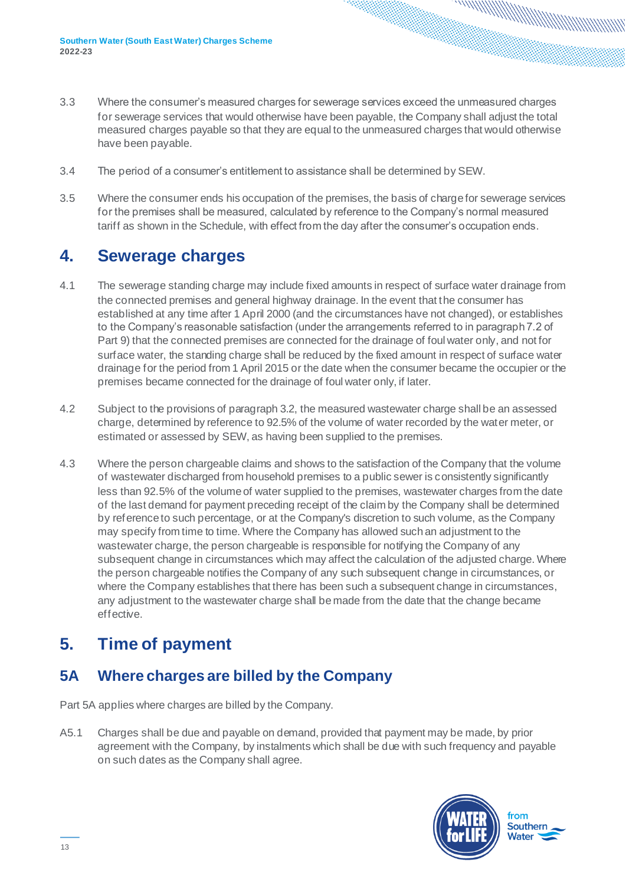3.3 Where the consumer's measured charges for sewerage services exceed the unmeasured charges for sewerage services that would otherwise have been payable, the Company shall adjust the total measured charges payable so that they are equal to the unmeasured charges that would otherwise have been payable.

3.4 The period of a consumer's entitlement to assistance shall be determined by SEW.

3.5 Where the consumer ends his occupation of the premises, the basis of charge for sewerage services for the premises shall be measured, calculated by reference to the Company's normal measured tariff as shown in the Schedule, with effect from the day after the consumer's occupation ends.

# 4. Sewerage charges

4.1 The sewerage standing charge may include fixed amounts in respect of surface water drainage from the connected premises and general highway drainage. In the event that the consumer has established at any time after 1 April 2000 (and the circumstances have not changed), or establishes to the Company's reasonable satisfaction (under the arrangements referred to in paragraph 7.2 of Part 9) that the connected premises are connected for the drainage of foul water only, and not for surface water, the standing charge shall be reduced by the fixed amount in respect of surface water drainage for the period from 1 April 2015 or the date when the consumer became the occupier or the premises became connected for the drainage of foul water only, if later.

4.2 Subject to the provisions of paragraph 3.2, the measured wastewater charge shall be an assessed charge, determined by reference to 92.5% of the volume of water recorded by the water meter, or estimated or assessed by SEW, as having been supplied to the premises.

4.3 Where the person chargeable claims and shows to the satisfaction of the Company that the volume of wastewater discharged from household premises to a public sewer is consistently significantly less than 92.5% of the volume of water supplied to the premises, wastewater charges from the date of the last demand for payment preceding receipt of the claim by the Company shall be determined by reference to such percentage, or at the Company's discretion to such volume, as the Company may specify from time to time. Where the Company has allowed such an adjustment to the wastewater charge, the person chargeable is responsible for notifying the Company of any subsequent change in circumstances which may affect the calculation of the adjusted charge. Where the person chargeable notifies the Company of any such subsequent change in circumstances, or where the Company establishes that there has been such a subsequent change in circumstances, any adjustment to the wastewater charge shall be made from the date that the change became effective.

# 5. Time of payment

## 5A Where charges are billed by the Company

Part 5A applies where charges are billed by the Company.

A5.1 Charges shall be due and payable on demand, provided that payment may be made, by prior agreement with the Company, by instalments which shall be due with such frequency and payable on such dates as the Company shall agree.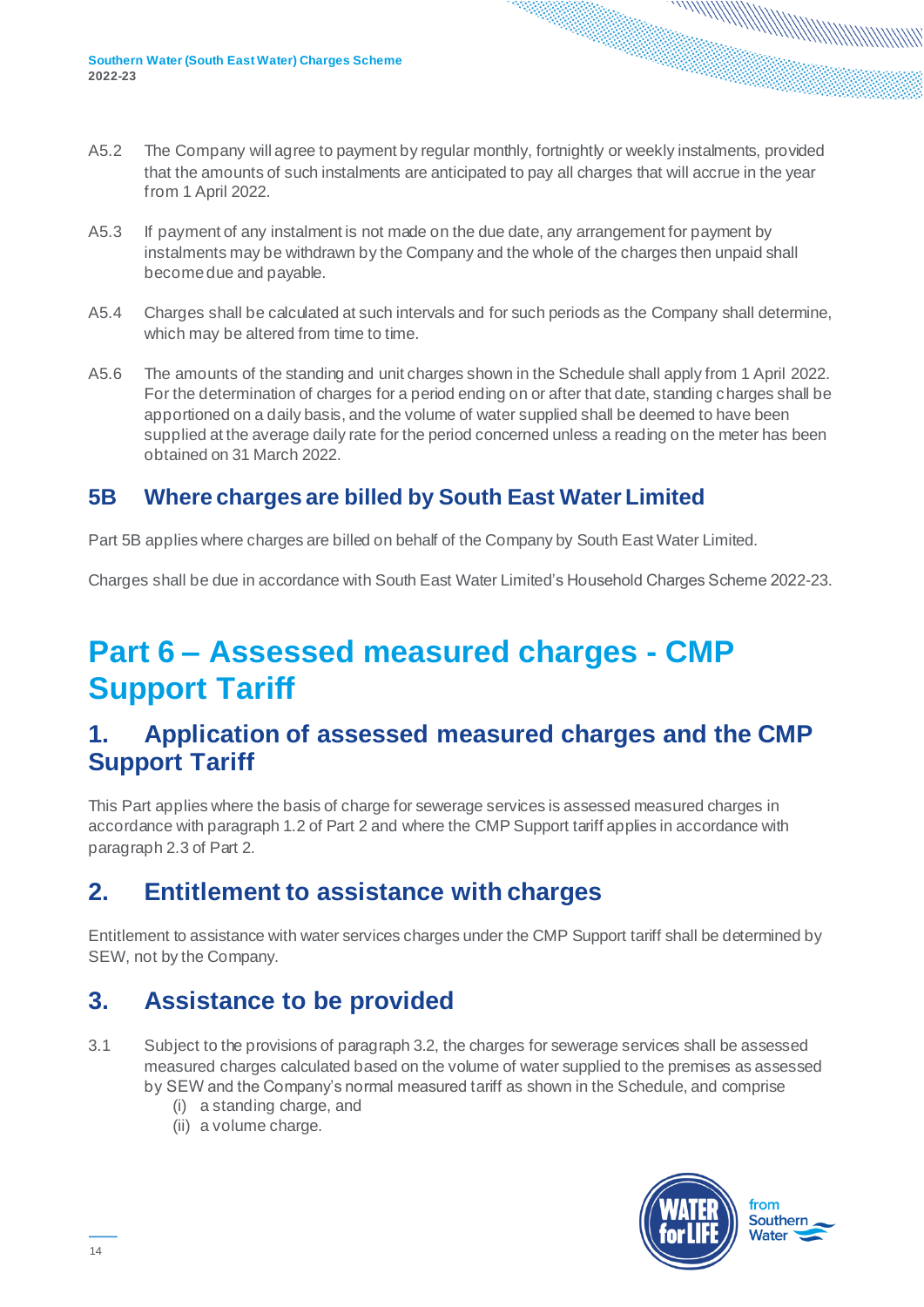A5.2 The Company will agree to payment by regular monthly, fortnightly or weekly instalments, provided that the amounts of such instalments are anticipated to pay all charges that will accrue in the year from 1 April 2022.

A5.3 If payment of any instalment is not made on the due date, any arrangement for payment by instalments may be withdrawn by the Company and the whole of the charges then unpaid shall become due and payable.

A5.4 Charges shall be calculated at such intervals and for such periods as the Company shall determine, which may be altered from time to time.

A5.6 The amounts of the standing and unit charges shown in the Schedule shall apply from 1 April 2022. For the determination of charges for a period ending on or after that date, standing charges shall be apportioned on a daily basis, and the volume of water supplied shall be deemed to have been supplied at the average daily rate for the period concerned unless a reading on the meter has been obtained on 31 March 2022.

### 5B Where charges are billed by South East Water Limited

Part 5B applies where charges are billed on behalf of the Company by South East Water Limited.

Charges shall be due in accordance with South East Water Limited's Household Charges Scheme 2022-23.

# Part 6 – Assessed measured charges - CMP Support Tariff

## 1. Application of assessed measured charges and the CMP Support Tariff

This Part applies where the basis of charge for sewerage services is assessed measured charges in accordance with paragraph 1.2 of Part 2 and where the CMP Support tariff applies in accordance with paragraph 2.3 of Part 2.

## 2. Entitlement to assistance with charges

Entitlement to assistance with water services charges under the CMP Support tariff shall be determined by SEW, not by the Company.

## 3. Assistance to be provided

3.1 Subject to the provisions of paragraph 3.2, the charges for sewerage services shall be assessed measured charges calculated based on the volume of water supplied to the premises as assessed by SEW and the Company's normal measured tariff as shown in the Schedule, and comprise

(i) a standing charge, and
(ii) a volume charge.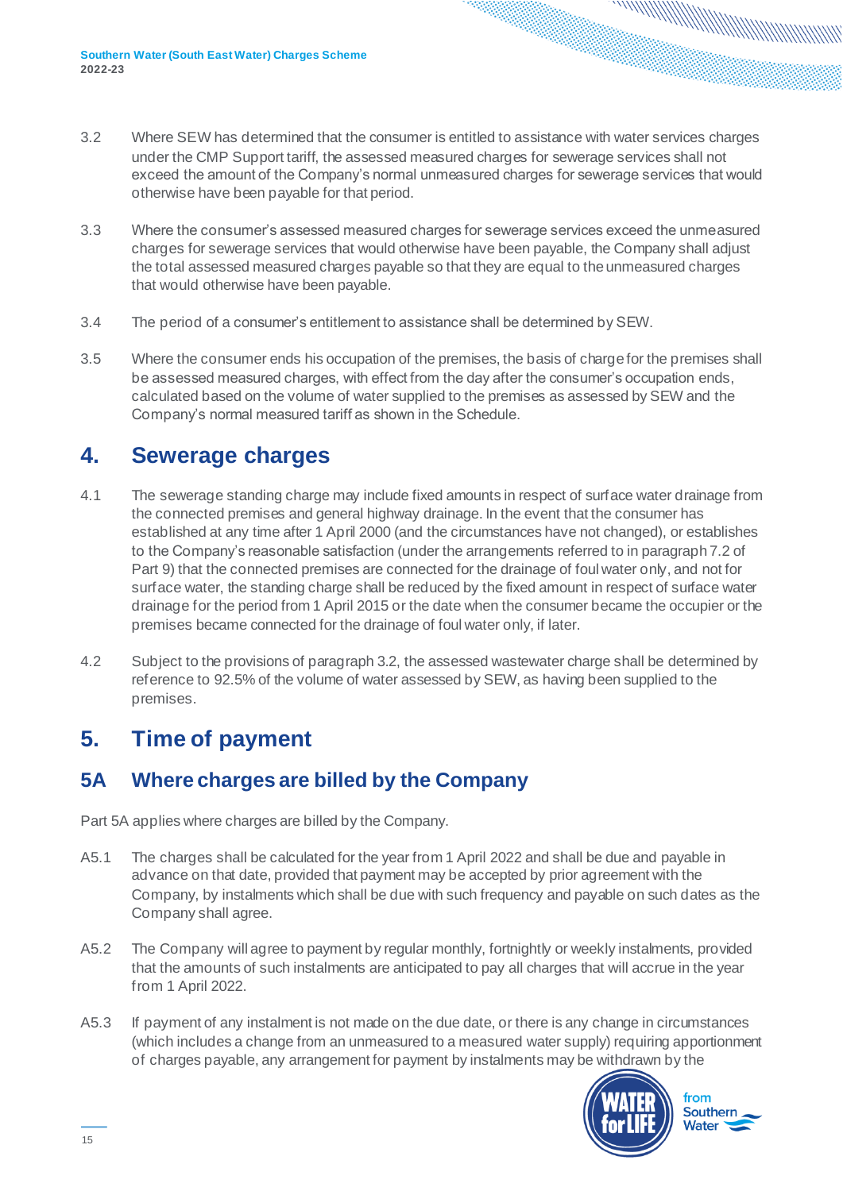3.2 Where SEW has determined that the consumer is entitled to assistance with water services charges under the CMP Support tariff, the assessed measured charges for sewerage services shall not exceed the amount of the Company's normal unmeasured charges for sewerage services that would otherwise have been payable for that period.

3.3 Where the consumer's assessed measured charges for sewerage services exceed the unmeasured charges for sewerage services that would otherwise have been payable, the Company shall adjust the total assessed measured charges payable so that they are equal to the unmeasured charges that would otherwise have been payable.

3.4 The period of a consumer's entitlement to assistance shall be determined by SEW.

3.5 Where the consumer ends his occupation of the premises, the basis of charge for the premises shall be assessed measured charges, with effect from the day after the consumer's occupation ends, calculated based on the volume of water supplied to the premises as assessed by SEW and the Company's normal measured tariff as shown in the Schedule.

## 4. Sewerage charges

4.1 The sewerage standing charge may include fixed amounts in respect of surface water drainage from the connected premises and general highway drainage. In the event that the consumer has established at any time after 1 April 2000 (and the circumstances have not changed), or establishes to the Company's reasonable satisfaction (under the arrangements referred to in paragraph 7.2 of Part 9) that the connected premises are connected for the drainage of foul water only, and not for surface water, the standing charge shall be reduced by the fixed amount in respect of surface water drainage for the period from 1 April 2015 or the date when the consumer became the occupier or the premises became connected for the drainage of foul water only, if later.

4.2 Subject to the provisions of paragraph 3.2, the assessed wastewater charge shall be determined by reference to 92.5% of the volume of water assessed by SEW, as having been supplied to the premises.

## 5. Time of payment

## 5A Where charges are billed by the Company

Part 5A applies where charges are billed by the Company.

A5.1 The charges shall be calculated for the year from 1 April 2022 and shall be due and payable in advance on that date, provided that payment may be accepted by prior agreement with the Company, by instalments which shall be due with such frequency and payable on such dates as the Company shall agree.

A5.2 The Company will agree to payment by regular monthly, fortnightly or weekly instalments, provided that the amounts of such instalments are anticipated to pay all charges that will accrue in the year from 1 April 2022.

A5.3 If payment of any instalment is not made on the due date, or there is any change in circumstances (which includes a change from an unmeasured to a measured water supply) requiring apportionment of charges payable, any arrangement for payment by instalments may be withdrawn by the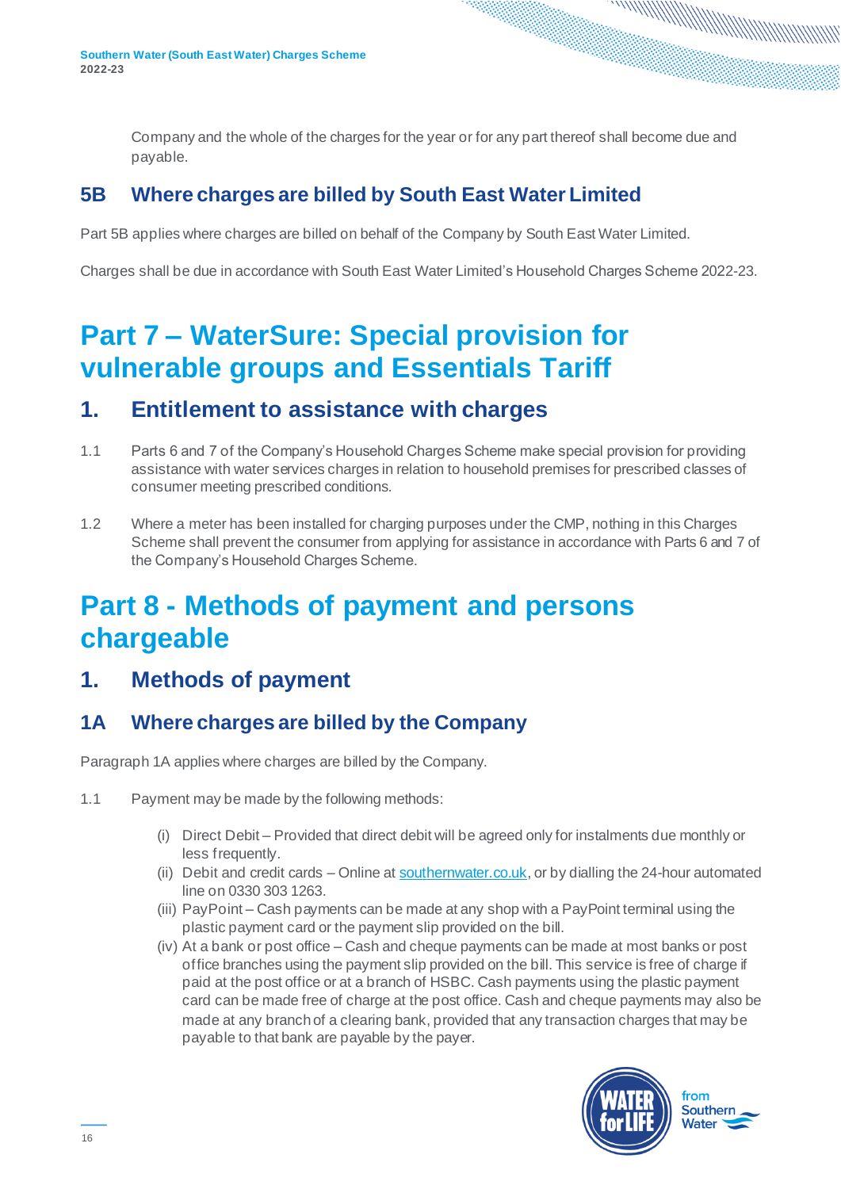Company and the whole of the charges for the year or for any part thereof shall become due and payable.

### 5B Where charges are billed by South East Water Limited

Part 5B applies where charges are billed on behalf of the Company by South East Water Limited.

Charges shall be due in accordance with South East Water Limited's Household Charges Scheme 2022-23.

# Part 7 – WaterSure: Special provision for vulnerable groups and Essentials Tariff

## 1. Entitlement to assistance with charges

1.1 Parts 6 and 7 of the Company's Household Charges Scheme make special provision for providing assistance with water services charges in relation to household premises for prescribed classes of consumer meeting prescribed conditions.

1.2 Where a meter has been installed for charging purposes under the CMP, nothing in this Charges Scheme shall prevent the consumer from applying for assistance in accordance with Parts 6 and 7 of the Company's Household Charges Scheme.

# Part 8 - Methods of payment and persons chargeable

## 1. Methods of payment

### 1A Where charges are billed by the Company

Paragraph 1A applies where charges are billed by the Company.

1.1 Payment may be made by the following methods:

(i) Direct Debit – Provided that direct debit will be agreed only for instalments due monthly or less frequently.
(ii) Debit and credit cards – Online at southernwater.co.uk, or by dialling the 24-hour automated line on 0330 303 1263.
(iii) PayPoint – Cash payments can be made at any shop with a PayPoint terminal using the plastic payment card or the payment slip provided on the bill.
(iv) At a bank or post office – Cash and cheque payments can be made at most banks or post office branches using the payment slip provided on the bill. This service is free of charge if paid at the post office or at a branch of HSBC. Cash payments using the plastic payment card can be made free of charge at the post office. Cash and cheque payments may also be made at any branch of a clearing bank, provided that any transaction charges that may be payable to that bank are payable by the payer.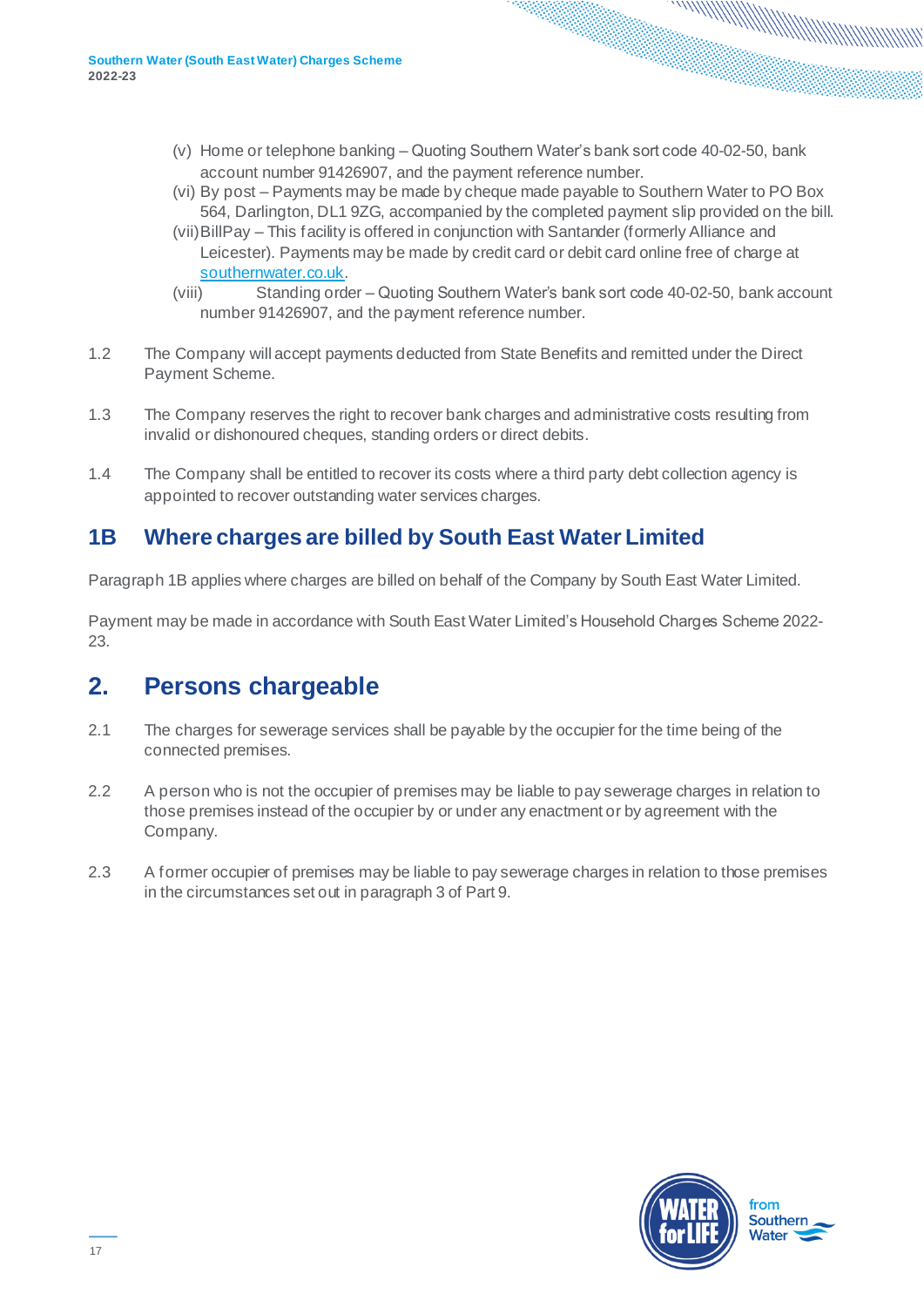(v) Home or telephone banking – Quoting Southern Water's bank sort code 40-02-50, bank account number 91426907, and the payment reference number.
(vi) By post – Payments may be made by cheque made payable to Southern Water to PO Box 564, Darlington, DL1 9ZG, accompanied by the completed payment slip provided on the bill.
(vii) BillPay – This facility is offered in conjunction with Santander (formerly Alliance and Leicester). Payments may be made by credit card or debit card online free of charge at [southernwater.co.uk](southernwater.co.uk).
(viii) Standing order – Quoting Southern Water's bank sort code 40-02-50, bank account number 91426907, and the payment reference number.

1.2 The Company will accept payments deducted from State Benefits and remitted under the Direct Payment Scheme.

1.3 The Company reserves the right to recover bank charges and administrative costs resulting from invalid or dishonoured cheques, standing orders or direct debits.

1.4 The Company shall be entitled to recover its costs where a third party debt collection agency is appointed to recover outstanding water services charges.

## 1B Where charges are billed by South East Water Limited

Paragraph 1B applies where charges are billed on behalf of the Company by South East Water Limited.

Payment may be made in accordance with South East Water Limited's Household Charges Scheme 2022-23.

## 2. Persons chargeable

2.1 The charges for sewerage services shall be payable by the occupier for the time being of the connected premises.

2.2 A person who is not the occupier of premises may be liable to pay sewerage charges in relation to those premises instead of the occupier by or under any enactment or by agreement with the Company.

2.3 A former occupier of premises may be liable to pay sewerage charges in relation to those premises in the circumstances set out in paragraph 3 of Part 9.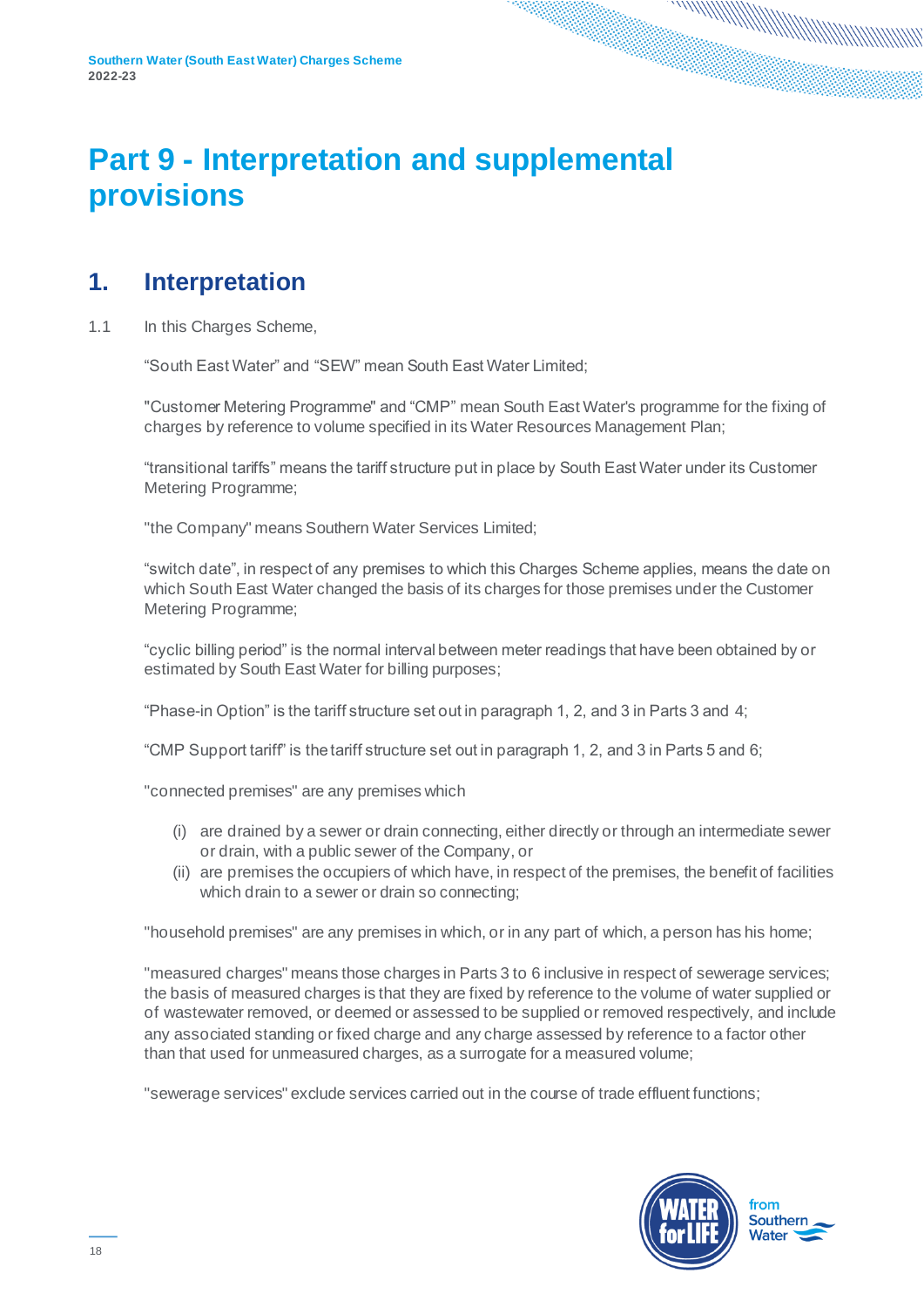# Part 9 - Interpretation and supplemental provisions

## 1. Interpretation

1.1 In this Charges Scheme,

"South East Water" and "SEW" mean South East Water Limited;

"Customer Metering Programme" and "CMP" mean South East Water's programme for the fixing of charges by reference to volume specified in its Water Resources Management Plan;

"transitional tariffs" means the tariff structure put in place by South East Water under its Customer Metering Programme;

"the Company" means Southern Water Services Limited;

"switch date", in respect of any premises to which this Charges Scheme applies, means the date on which South East Water changed the basis of its charges for those premises under the Customer Metering Programme;

"cyclic billing period" is the normal interval between meter readings that have been obtained by or estimated by South East Water for billing purposes;

"Phase-in Option" is the tariff structure set out in paragraph 1, 2, and 3 in Parts 3 and 4;

"CMP Support tariff" is the tariff structure set out in paragraph 1, 2, and 3 in Parts 5 and 6;

"connected premises" are any premises which

(i) are drained by a sewer or drain connecting, either directly or through an intermediate sewer or drain, with a public sewer of the Company, or
(ii) are premises the occupiers of which have, in respect of the premises, the benefit of facilities which drain to a sewer or drain so connecting;

"household premises" are any premises in which, or in any part of which, a person has his home;

"measured charges" means those charges in Parts 3 to 6 inclusive in respect of sewerage services; the basis of measured charges is that they are fixed by reference to the volume of water supplied or of wastewater removed, or deemed or assessed to be supplied or removed respectively, and include any associated standing or fixed charge and any charge assessed by reference to a factor other than that used for unmeasured charges, as a surrogate for a measured volume;

"sewerage services" exclude services carried out in the course of trade effluent functions;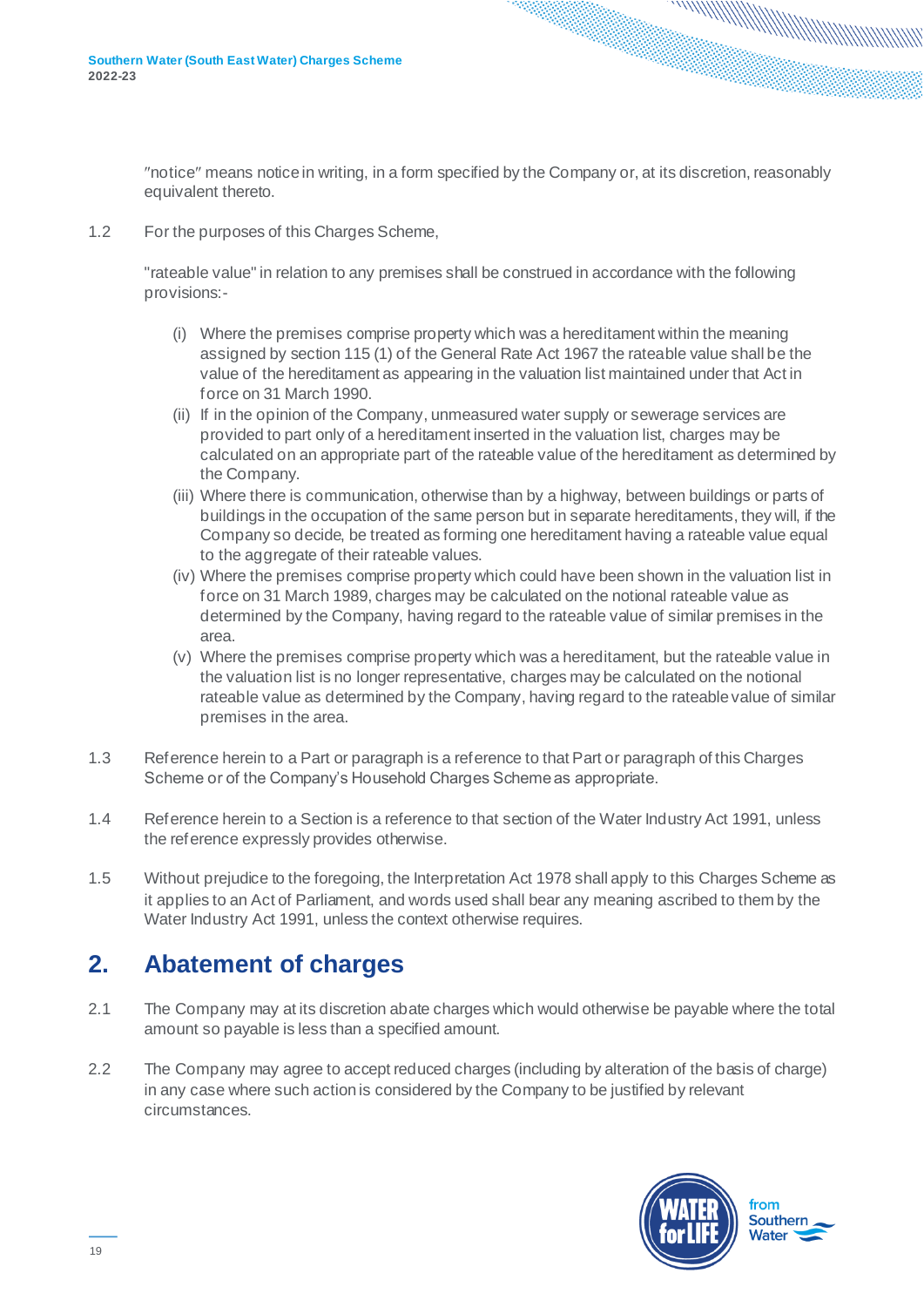"notice" means notice in writing, in a form specified by the Company or, at its discretion, reasonably equivalent thereto.

1.2 For the purposes of this Charges Scheme,

"rateable value" in relation to any premises shall be construed in accordance with the following provisions:-

(i) Where the premises comprise property which was a hereditament within the meaning assigned by section 115 (1) of the General Rate Act 1967 the rateable value shall be the value of the hereditament as appearing in the valuation list maintained under that Act in force on 31 March 1990.

(ii) If in the opinion of the Company, unmeasured water supply or sewerage services are provided to part only of a hereditament inserted in the valuation list, charges may be calculated on an appropriate part of the rateable value of the hereditament as determined by the Company.

(iii) Where there is communication, otherwise than by a highway, between buildings or parts of buildings in the occupation of the same person but in separate hereditaments, they will, if the Company so decide, be treated as forming one hereditament having a rateable value equal to the aggregate of their rateable values.

(iv) Where the premises comprise property which could have been shown in the valuation list in force on 31 March 1989, charges may be calculated on the notional rateable value as determined by the Company, having regard to the rateable value of similar premises in the area.

(v) Where the premises comprise property which was a hereditament, but the rateable value in the valuation list is no longer representative, charges may be calculated on the notional rateable value as determined by the Company, having regard to the rateable value of similar premises in the area.

1.3 Reference herein to a Part or paragraph is a reference to that Part or paragraph of this Charges Scheme or of the Company's Household Charges Scheme as appropriate.

1.4 Reference herein to a Section is a reference to that section of the Water Industry Act 1991, unless the reference expressly provides otherwise.

1.5 Without prejudice to the foregoing, the Interpretation Act 1978 shall apply to this Charges Scheme as it applies to an Act of Parliament, and words used shall bear any meaning ascribed to them by the Water Industry Act 1991, unless the context otherwise requires.

## 2. Abatement of charges

2.1 The Company may at its discretion abate charges which would otherwise be payable where the total amount so payable is less than a specified amount.

2.2 The Company may agree to accept reduced charges (including by alteration of the basis of charge) in any case where such action is considered by the Company to be justified by relevant circumstances.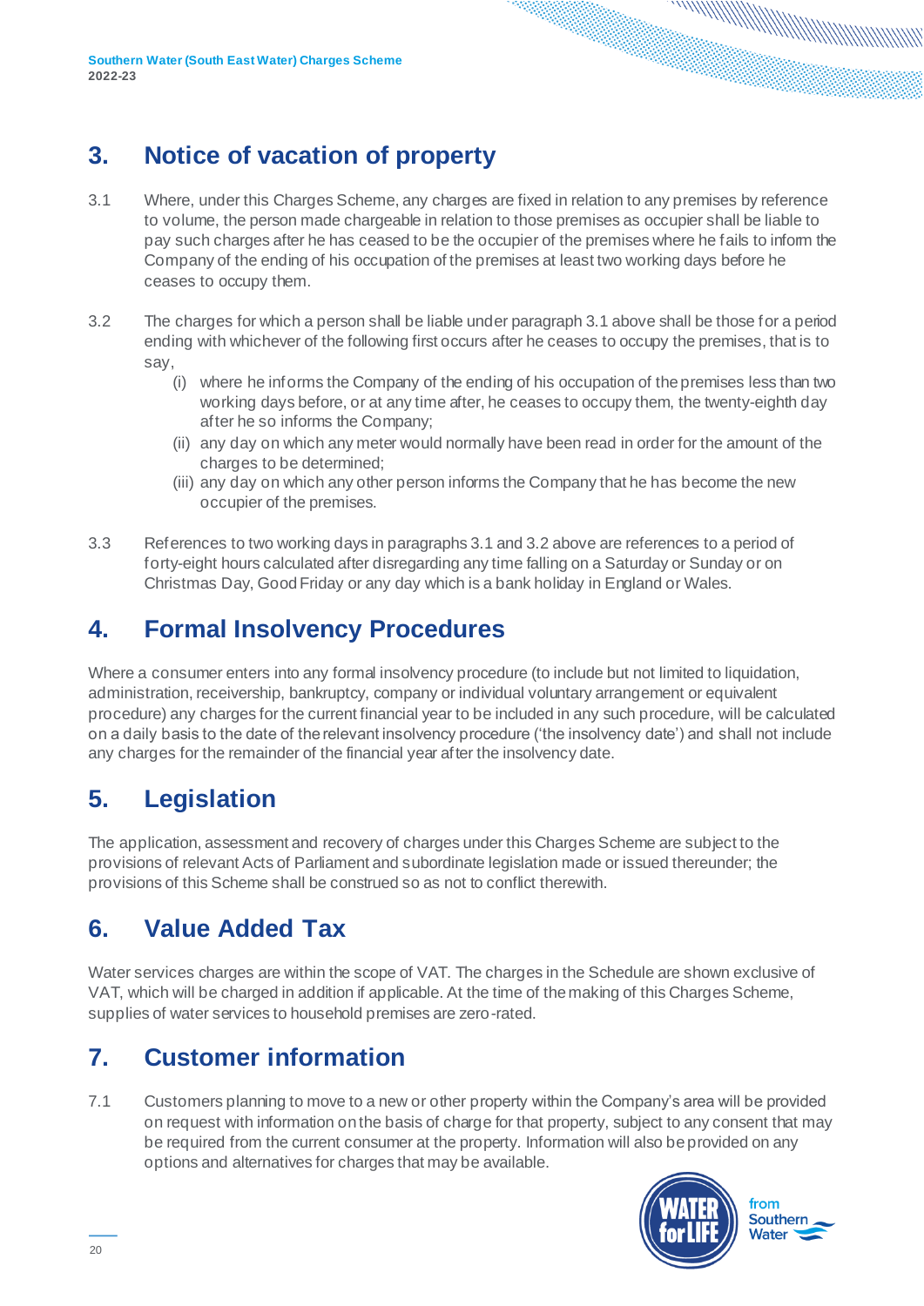## 3. Notice of vacation of property

3.1 Where, under this Charges Scheme, any charges are fixed in relation to any premises by reference to volume, the person made chargeable in relation to those premises as occupier shall be liable to pay such charges after he has ceased to be the occupier of the premises where he fails to inform the Company of the ending of his occupation of the premises at least two working days before he ceases to occupy them.

3.2 The charges for which a person shall be liable under paragraph 3.1 above shall be those for a period ending with whichever of the following first occurs after he ceases to occupy the premises, that is to say,

(i) where he informs the Company of the ending of his occupation of the premises less than two working days before, or at any time after, he ceases to occupy them, the twenty-eighth day after he so informs the Company;

(ii) any day on which any meter would normally have been read in order for the amount of the charges to be determined;

(iii) any day on which any other person informs the Company that he has become the new occupier of the premises.

3.3 References to two working days in paragraphs 3.1 and 3.2 above are references to a period of forty-eight hours calculated after disregarding any time falling on a Saturday or Sunday or on Christmas Day, Good Friday or any day which is a bank holiday in England or Wales.

## 4. Formal Insolvency Procedures

Where a consumer enters into any formal insolvency procedure (to include but not limited to liquidation, administration, receivership, bankruptcy, company or individual voluntary arrangement or equivalent procedure) any charges for the current financial year to be included in any such procedure, will be calculated on a daily basis to the date of the relevant insolvency procedure ('the insolvency date') and shall not include any charges for the remainder of the financial year after the insolvency date.

## 5. Legislation

The application, assessment and recovery of charges under this Charges Scheme are subject to the provisions of relevant Acts of Parliament and subordinate legislation made or issued thereunder; the provisions of this Scheme shall be construed so as not to conflict therewith.

## 6. Value Added Tax

Water services charges are within the scope of VAT. The charges in the Schedule are shown exclusive of VAT, which will be charged in addition if applicable. At the time of the making of this Charges Scheme, supplies of water services to household premises are zero-rated.

## 7. Customer information

7.1 Customers planning to move to a new or other property within the Company's area will be provided on request with information on the basis of charge for that property, subject to any consent that may be required from the current consumer at the property. Information will also be provided on any options and alternatives for charges that may be available.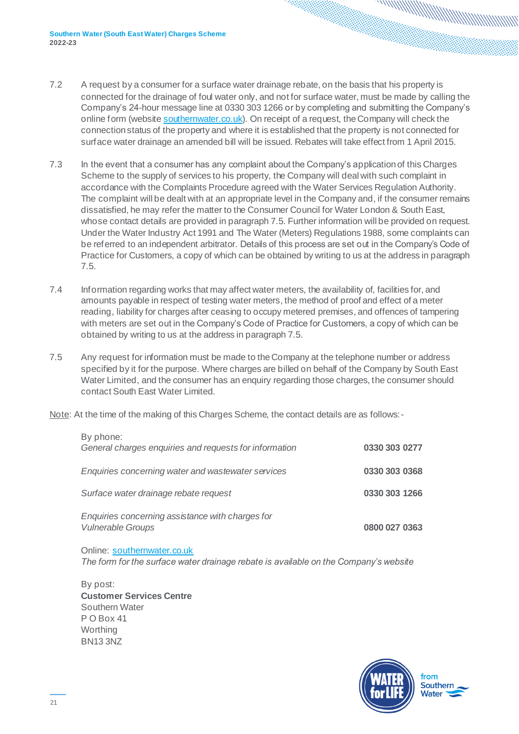7.2 A request by a consumer for a surface water drainage rebate, on the basis that his property is connected for the drainage of foul water only, and not for surface water, must be made by calling the Company's 24-hour message line at 0330 303 1266 or by completing and submitting the Company's online form (website [southernwater.co.uk](southernwater.co.uk)). On receipt of a request, the Company will check the connection status of the property and where it is established that the property is not connected for surface water drainage an amended bill will be issued. Rebates will take effect from 1 April 2015.

7.3 In the event that a consumer has any complaint about the Company's application of this Charges Scheme to the supply of services to his property, the Company will deal with such complaint in accordance with the Complaints Procedure agreed with the Water Services Regulation Authority. The complaint will be dealt with at an appropriate level in the Company and, if the consumer remains dissatisfied, he may refer the matter to the Consumer Council for Water London & South East, whose contact details are provided in paragraph 7.5. Further information will be provided on request. Under the Water Industry Act 1991 and The Water (Meters) Regulations 1988, some complaints can be referred to an independent arbitrator. Details of this process are set out in the Company's Code of Practice for Customers, a copy of which can be obtained by writing to us at the address in paragraph 7.5.

7.4 Information regarding works that may affect water meters, the availability of, facilities for, and amounts payable in respect of testing water meters, the method of proof and effect of a meter reading, liability for charges after ceasing to occupy metered premises, and offences of tampering with meters are set out in the Company's Code of Practice for Customers, a copy of which can be obtained by writing to us at the address in paragraph 7.5.

7.5 Any request for information must be made to the Company at the telephone number or address specified by it for the purpose. Where charges are billed on behalf of the Company by South East Water Limited, and the consumer has an enquiry regarding those charges, the consumer should contact South East Water Limited.

Note: At the time of the making of this Charges Scheme, the contact details are as follows:-

By phone:

| | |
|---|---|
| *General charges enquiries and requests for information* | **0330 303 0277** |
| *Enquiries concerning water and wastewater services* | **0330 303 0368** |
| *Surface water drainage rebate request* | **0330 303 1266** |
| *Enquiries concerning assistance with charges for Vulnerable Groups* | **0800 027 0363** |

Online: [southernwater.co.uk](southernwater.co.uk)
*The form for the surface water drainage rebate is available on the Company's website*

By post:
**Customer Services Centre**
Southern Water
P O Box 41
Worthing
BN13 3NZ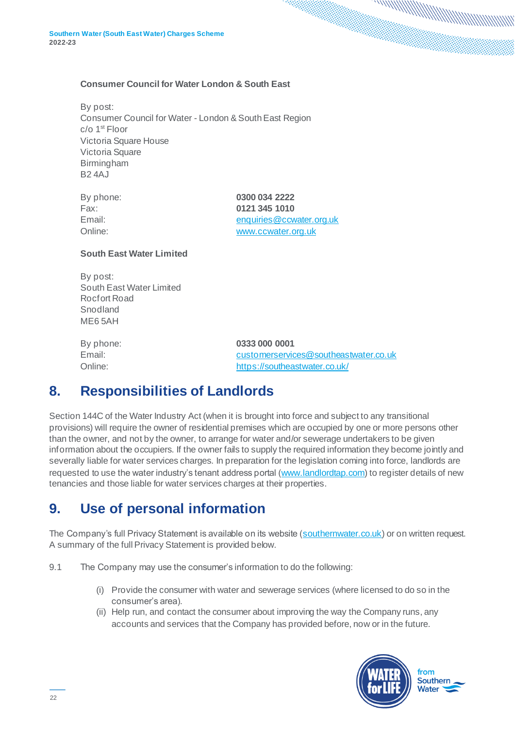**Consumer Council for Water London & South East**

By post:
Consumer Council for Water - London & South East Region
c/o 1st Floor
Victoria Square House
Victoria Square
Birmingham
B2 4AJ

| | |
|---|---|
| By phone: | **0300 034 2222** |
| Fax: | **0121 345 1010** |
| Email: | enquiries@ccwater.org.uk |
| Online: | www.ccwater.org.uk |

**South East Water Limited**

By post:
South East Water Limited
Rocfort Road
Snodland
ME6 5AH

| | |
|---|---|
| By phone: | **0333 000 0001** |
| Email: | customerservices@southeastwater.co.uk |
| Online: | https://southeastwater.co.uk/ |

## 8. Responsibilities of Landlords

Section 144C of the Water Industry Act (when it is brought into force and subject to any transitional provisions) will require the owner of residential premises which are occupied by one or more persons other than the owner, and not by the owner, to arrange for water and/or sewerage undertakers to be given information about the occupiers. If the owner fails to supply the required information they become jointly and severally liable for water services charges. In preparation for the legislation coming into force, landlords are requested to use the water industry's tenant address portal (www.landlordtap.com) to register details of new tenancies and those liable for water services charges at their properties.

## 9. Use of personal information

The Company's full Privacy Statement is available on its website (southernwater.co.uk) or on written request. A summary of the full Privacy Statement is provided below.

9.1 The Company may use the consumer's information to do the following:

(i) Provide the consumer with water and sewerage services (where licensed to do so in the consumer's area).
(ii) Help run, and contact the consumer about improving the way the Company runs, any accounts and services that the Company has provided before, now or in the future.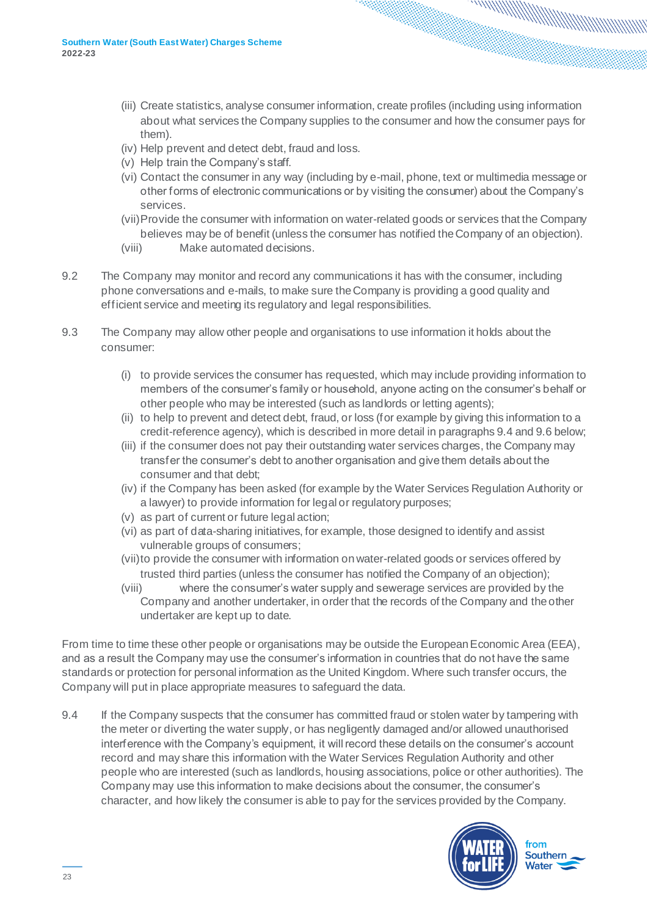(iii) Create statistics, analyse consumer information, create profiles (including using information about what services the Company supplies to the consumer and how the consumer pays for them).
(iv) Help prevent and detect debt, fraud and loss.
(v) Help train the Company's staff.
(vi) Contact the consumer in any way (including by e-mail, phone, text or multimedia message or other forms of electronic communications or by visiting the consumer) about the Company's services.
(vii) Provide the consumer with information on water-related goods or services that the Company believes may be of benefit (unless the consumer has notified the Company of an objection).
(viii) Make automated decisions.

9.2 The Company may monitor and record any communications it has with the consumer, including phone conversations and e-mails, to make sure the Company is providing a good quality and efficient service and meeting its regulatory and legal responsibilities.

9.3 The Company may allow other people and organisations to use information it holds about the consumer:

(i) to provide services the consumer has requested, which may include providing information to members of the consumer's family or household, anyone acting on the consumer's behalf or other people who may be interested (such as landlords or letting agents);
(ii) to help to prevent and detect debt, fraud, or loss (for example by giving this information to a credit-reference agency), which is described in more detail in paragraphs 9.4 and 9.6 below;
(iii) if the consumer does not pay their outstanding water services charges, the Company may transfer the consumer's debt to another organisation and give them details about the consumer and that debt;
(iv) if the Company has been asked (for example by the Water Services Regulation Authority or a lawyer) to provide information for legal or regulatory purposes;
(v) as part of current or future legal action;
(vi) as part of data-sharing initiatives, for example, those designed to identify and assist vulnerable groups of consumers;
(vii) to provide the consumer with information on water-related goods or services offered by trusted third parties (unless the consumer has notified the Company of an objection);
(viii) where the consumer's water supply and sewerage services are provided by the Company and another undertaker, in order that the records of the Company and the other undertaker are kept up to date.

From time to time these other people or organisations may be outside the European Economic Area (EEA), and as a result the Company may use the consumer's information in countries that do not have the same standards or protection for personal information as the United Kingdom. Where such transfer occurs, the Company will put in place appropriate measures to safeguard the data.

9.4 If the Company suspects that the consumer has committed fraud or stolen water by tampering with the meter or diverting the water supply, or has negligently damaged and/or allowed unauthorised interference with the Company's equipment, it will record these details on the consumer's account record and may share this information with the Water Services Regulation Authority and other people who are interested (such as landlords, housing associations, police or other authorities). The Company may use this information to make decisions about the consumer, the consumer's character, and how likely the consumer is able to pay for the services provided by the Company.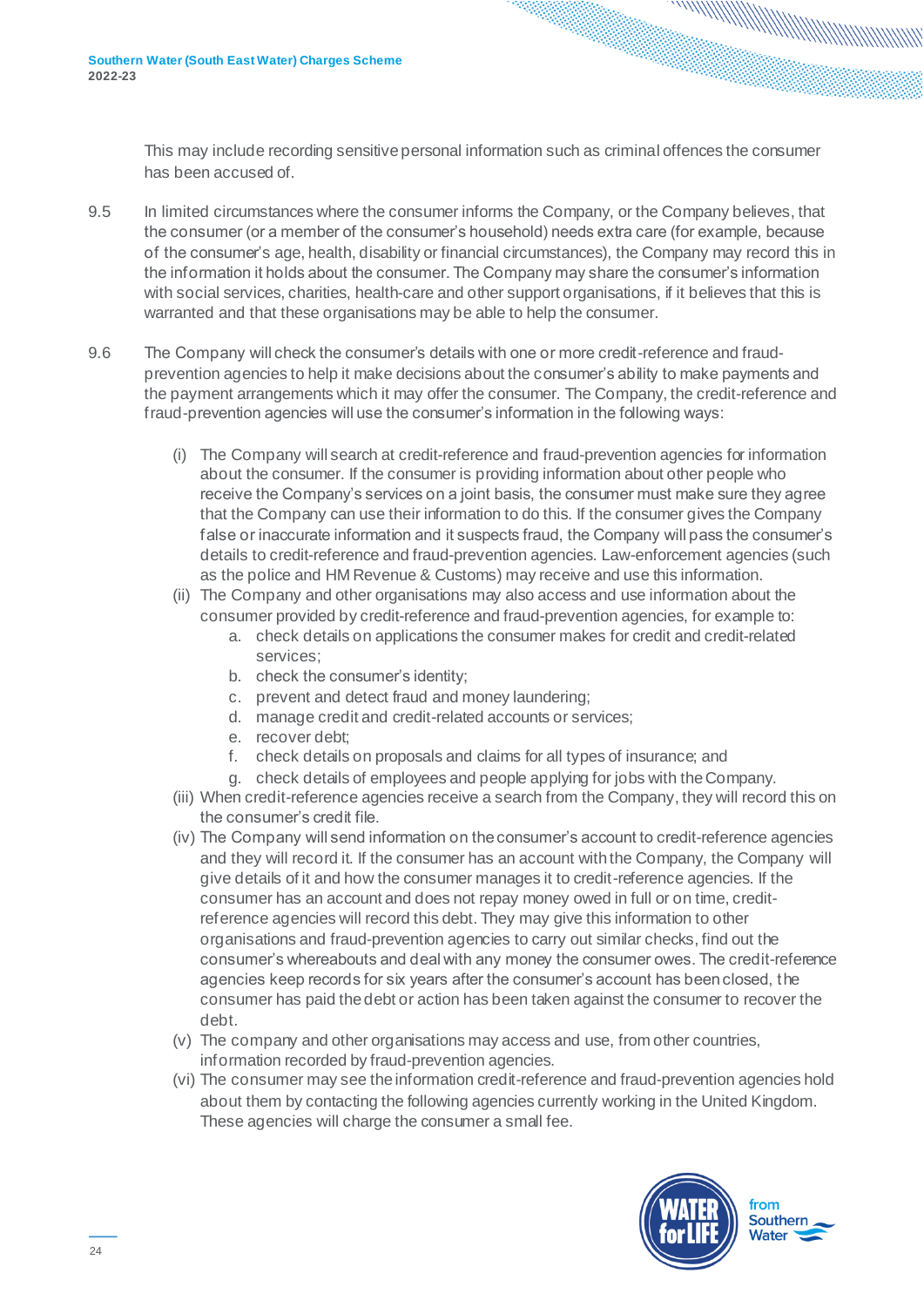This may include recording sensitive personal information such as criminal offences the consumer has been accused of.

9.5 In limited circumstances where the consumer informs the Company, or the Company believes, that the consumer (or a member of the consumer's household) needs extra care (for example, because of the consumer's age, health, disability or financial circumstances), the Company may record this in the information it holds about the consumer. The Company may share the consumer's information with social services, charities, health-care and other support organisations, if it believes that this is warranted and that these organisations may be able to help the consumer.

9.6 The Company will check the consumer's details with one or more credit-reference and fraud-prevention agencies to help it make decisions about the consumer's ability to make payments and the payment arrangements which it may offer the consumer. The Company, the credit-reference and fraud-prevention agencies will use the consumer's information in the following ways:

- (i) The Company will search at credit-reference and fraud-prevention agencies for information about the consumer. If the consumer is providing information about other people who receive the Company's services on a joint basis, the consumer must make sure they agree that the Company can use their information to do this. If the consumer gives the Company false or inaccurate information and it suspects fraud, the Company will pass the consumer's details to credit-reference and fraud-prevention agencies. Law-enforcement agencies (such as the police and HM Revenue & Customs) may receive and use this information.
- (ii) The Company and other organisations may also access and use information about the consumer provided by credit-reference and fraud-prevention agencies, for example to:
  - a. check details on applications the consumer makes for credit and credit-related services;
  - b. check the consumer's identity;
  - c. prevent and detect fraud and money laundering;
  - d. manage credit and credit-related accounts or services;
  - e. recover debt;
  - f. check details on proposals and claims for all types of insurance; and
  - g. check details of employees and people applying for jobs with the Company.
- (iii) When credit-reference agencies receive a search from the Company, they will record this on the consumer's credit file.
- (iv) The Company will send information on the consumer's account to credit-reference agencies and they will record it. If the consumer has an account with the Company, the Company will give details of it and how the consumer manages it to credit-reference agencies. If the consumer has an account and does not repay money owed in full or on time, credit-reference agencies will record this debt. They may give this information to other organisations and fraud-prevention agencies to carry out similar checks, find out the consumer's whereabouts and deal with any money the consumer owes. The credit-reference agencies keep records for six years after the consumer's account has been closed, the consumer has paid the debt or action has been taken against the consumer to recover the debt.
- (v) The company and other organisations may access and use, from other countries, information recorded by fraud-prevention agencies.
- (vi) The consumer may see the information credit-reference and fraud-prevention agencies hold about them by contacting the following agencies currently working in the United Kingdom. These agencies will charge the consumer a small fee.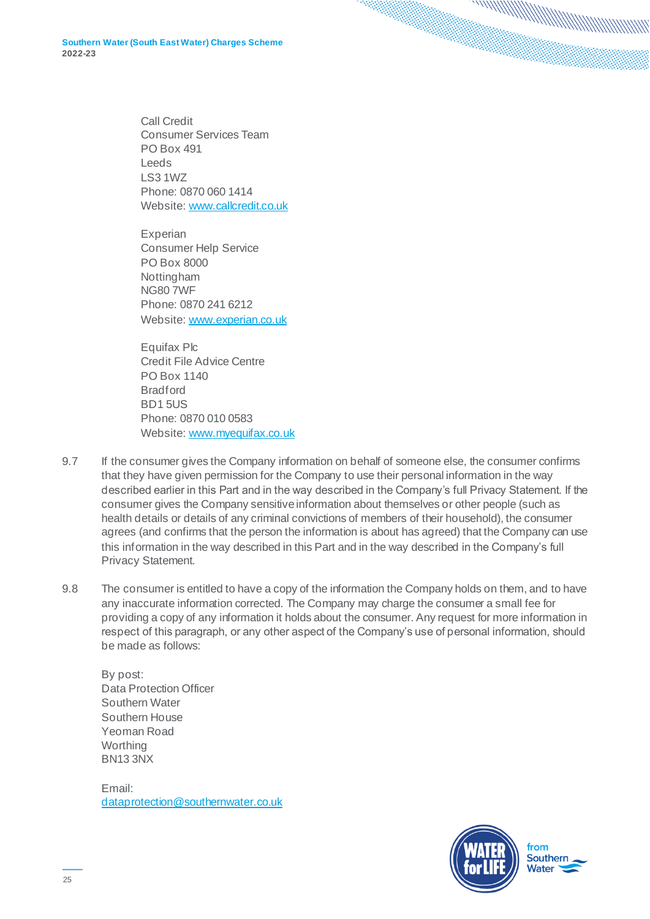Call Credit
Consumer Services Team
PO Box 491
Leeds
LS3 1WZ
Phone: 0870 060 1414
Website: [www.callcredit.co.uk](http://www.callcredit.co.uk)

Experian
Consumer Help Service
PO Box 8000
Nottingham
NG80 7WF
Phone: 0870 241 6212
Website: [www.experian.co.uk](http://www.experian.co.uk)

Equifax Plc
Credit File Advice Centre
PO Box 1140
Bradford
BD1 5US
Phone: 0870 010 0583
Website: [www.myequifax.co.uk](http://www.myequifax.co.uk)

9.7 If the consumer gives the Company information on behalf of someone else, the consumer confirms that they have given permission for the Company to use their personal information in the way described earlier in this Part and in the way described in the Company's full Privacy Statement. If the consumer gives the Company sensitive information about themselves or other people (such as health details or details of any criminal convictions of members of their household), the consumer agrees (and confirms that the person the information is about has agreed) that the Company can use this information in the way described in this Part and in the way described in the Company's full Privacy Statement.

9.8 The consumer is entitled to have a copy of the information the Company holds on them, and to have any inaccurate information corrected. The Company may charge the consumer a small fee for providing a copy of any information it holds about the consumer. Any request for more information in respect of this paragraph, or any other aspect of the Company's use of personal information, should be made as follows:

By post:
Data Protection Officer
Southern Water
Southern House
Yeoman Road
Worthing
BN13 3NX

Email:
[dataprotection@southernwater.co.uk](mailto:dataprotection@southernwater.co.uk)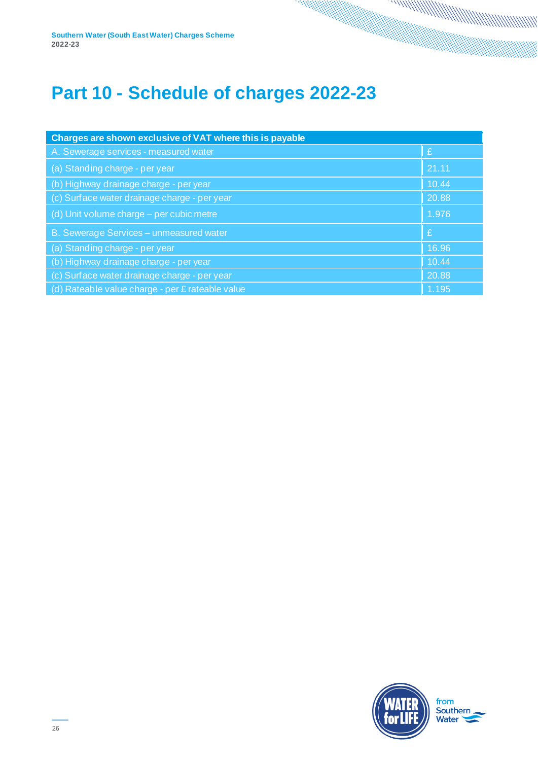# Part 10 - Schedule of charges 2022-23

| Charges are shown exclusive of VAT where this is payable | |
|---|---|
| A. Sewerage services - measured water | £ |
| (a) Standing charge - per year | 21.11 |
| (b) Highway drainage charge - per year | 10.44 |
| (c) Surface water drainage charge - per year | 20.88 |
| (d) Unit volume charge – per cubic metre | 1.976 |
| B. Sewerage Services – unmeasured water | £ |
| (a) Standing charge - per year | 16.96 |
| (b) Highway drainage charge - per year | 10.44 |
| (c) Surface water drainage charge - per year | 20.88 |
| (d) Rateable value charge - per £ rateable value | 1.195 |